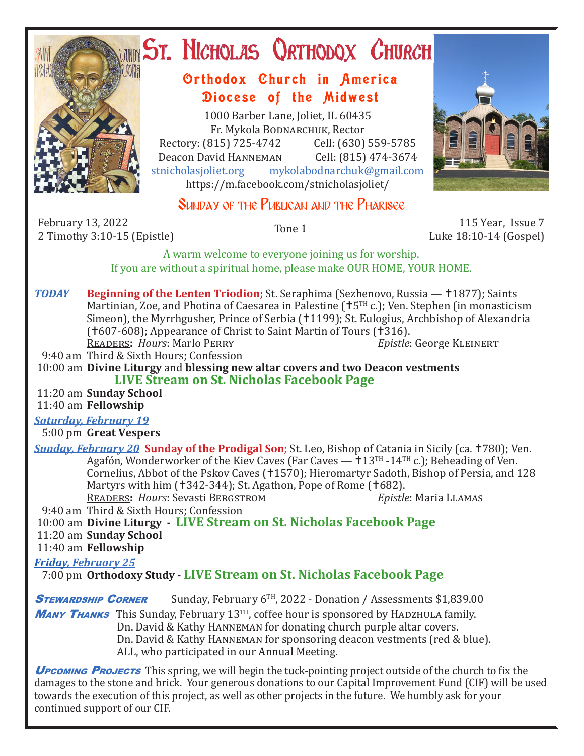# St. Nicholas Orthodox Church

## Orthodox Church in America
## Diocese of the Midwest

1000 Barber Lane, Joliet, IL 60435
Fr. Mykola Bodnarchuk, Rector
Rectory: (815) 725-4742 Cell: (630) 559-5785
Deacon David Hanneman Cell: (815) 474-3674
stnicholasjoliet.org mykolabodnarchuk@gmail.com
https://m.facebook.com/stnicholasjoliet/

### Sunday of the Publican and the Pharisee

February 13, 2022
2 Timothy 3:10-15 (Epistle)

Tone 1

115 Year, Issue 7
Luke 18:10-14 (Gospel)

A warm welcome to everyone joining us for worship.
If you are without a spiritual home, please make OUR HOME, YOUR HOME.

***TODAY*** **Beginning of the Lenten Triodion;** St. Seraphima (Sezhenovo, Russia — †1877); Saints Martinian, Zoe, and Photina of Caesarea in Palestine (†5TH c.); Ven. Stephen (in monasticism Simeon), the Myrrhgusher, Prince of Serbia (†1199); St. Eulogius, Archbishop of Alexandria (†607-608); Appearance of Christ to Saint Martin of Tours (†316).
Readers**:** *Hours*: Marlo Perry *Epistle*: George Kleinert

9:40 am Third & Sixth Hours; Confession
10:00 am **Divine Liturgy** and **blessing new altar covers and two Deacon vestments**
**LIVE Stream on St. Nicholas Facebook Page**
11:20 am **Sunday School**
11:40 am **Fellowship**

***Saturday, February 19***
5:00 pm **Great Vespers**

***Sunday, February 20*** **Sunday of the Prodigal Son**; St. Leo, Bishop of Catania in Sicily (ca. †780); Ven. Agafón, Wonderworker of the Kiev Caves (Far Caves — †13TH -14TH c.); Beheading of Ven. Cornelius, Abbot of the Pskov Caves (†1570); Hieromartyr Sadoth, Bishop of Persia, and 128 Martyrs with him (†342-344); St. Agathon, Pope of Rome (†682).
Readers**:** *Hours*: Sevasti Bergstrom *Epistle*: Maria Llamas

9:40 am Third & Sixth Hours; Confession
10:00 am **Divine Liturgy - LIVE Stream on St. Nicholas Facebook Page**
11:20 am **Sunday School**
11:40 am **Fellowship**

***Friday, February 25***
7:00 pm **Orthodoxy Study - LIVE Stream on St. Nicholas Facebook Page**

***Stewardship Corner*** Sunday, February 6TH, 2022 - Donation / Assessments $1,839.00

***Many Thanks*** This Sunday, February 13TH, coffee hour is sponsored by Hadzhula family.
Dn. David & Kathy Hanneman for donating church purple altar covers.
Dn. David & Kathy Hanneman for sponsoring deacon vestments (red & blue).
ALL, who participated in our Annual Meeting.

***Upcoming Projects*** This spring, we will begin the tuck-pointing project outside of the church to fix the damages to the stone and brick. Your generous donations to our Capital Improvement Fund (CIF) will be used towards the execution of this project, as well as other projects in the future. We humbly ask for your continued support of our CIF.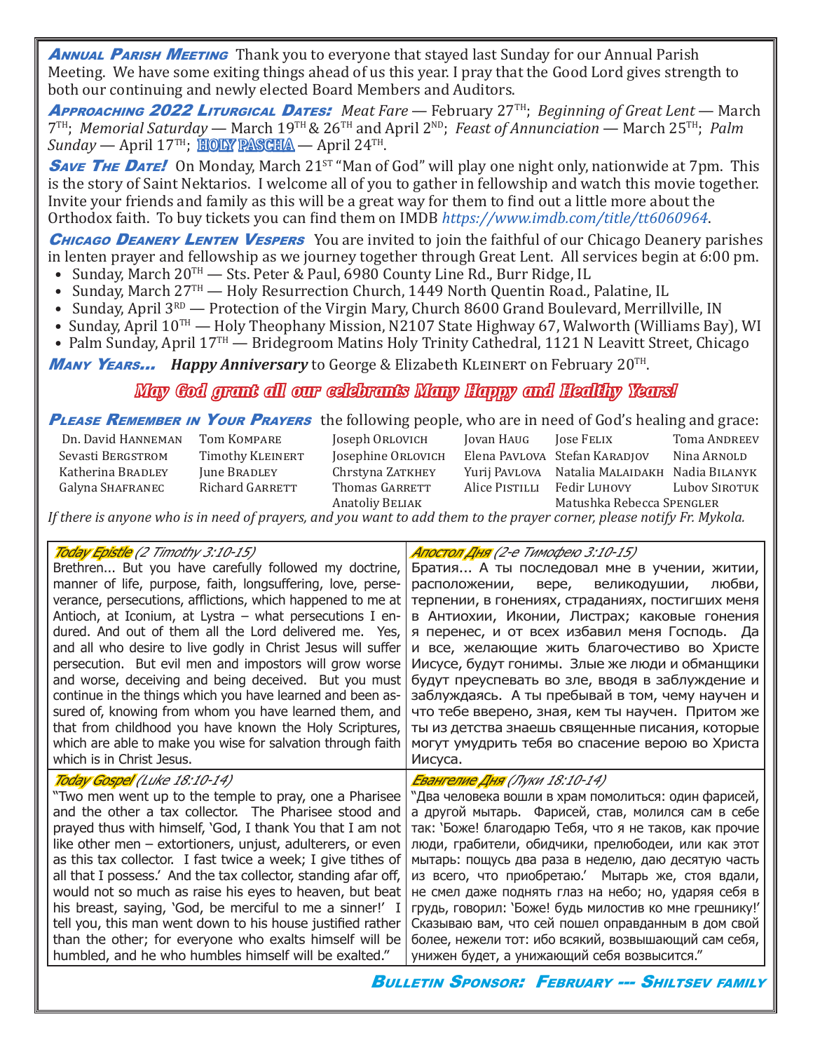**ANNUAL PARISH MEETING** Thank you to everyone that stayed last Sunday for our Annual Parish Meeting. We have some exiting things ahead of us this year. I pray that the Good Lord gives strength to both our continuing and newly elected Board Members and Auditors.

**APPROACHING 2022 LITURGICAL DATES:** *Meat Fare* — February 27TH; *Beginning of Great Lent* — March 7TH; *Memorial Saturday* — March 19TH & 26TH and April 2ND; *Feast of Annunciation* — March 25TH; *Palm Sunday* — April 17TH; **HOLY PASCHA** — April 24TH.

**SAVE THE DATE!** On Monday, March 21ST "Man of God" will play one night only, nationwide at 7pm. This is the story of Saint Nektarios. I welcome all of you to gather in fellowship and watch this movie together. Invite your friends and family as this will be a great way for them to find out a little more about the Orthodox faith. To buy tickets you can find them on IMDB *https://www.imdb.com/title/tt6060964*.

**CHICAGO DEANERY LENTEN VESPERS** You are invited to join the faithful of our Chicago Deanery parishes in lenten prayer and fellowship as we journey together through Great Lent. All services begin at 6:00 pm.

- Sunday, March 20TH — Sts. Peter & Paul, 6980 County Line Rd., Burr Ridge, IL
- Sunday, March 27TH — Holy Resurrection Church, 1449 North Quentin Road., Palatine, IL
- Sunday, April 3RD — Protection of the Virgin Mary, Church 8600 Grand Boulevard, Merrillville, IN
- Sunday, April 10TH — Holy Theophany Mission, N2107 State Highway 67, Walworth (Williams Bay), WI
- Palm Sunday, April 17TH — Bridegroom Matins Holy Trinity Cathedral, 1121 N Leavitt Street, Chicago

**MANY YEARS...** ***Happy Anniversary*** to George & Elizabeth KLEINERT on February 20TH.

***May God grant all our celebrants Many Happy and Healthy Years!***

**PLEASE REMEMBER IN YOUR PRAYERS** the following people, who are in need of God's healing and grace:

| | | | | | |
|---|---|---|---|---|---|
| Dn. David HANNEMAN | Tom KOMPARE | Joseph ORLOVICH | Jovan HAUG | Jose FELIX | Toma ANDREEV |
| Sevasti BERGSTROM | Timothy KLEINERT | Josephine ORLOVICH | Elena PAVLOVA | Stefan KARADJOV | Nina ARNOLD |
| Katherina BRADLEY | June BRADLEY | Chrstyna ZATKHEY | Yurij PAVLOVA | Natalia MALAIDAKH | Nadia BILANYK |
| Galyna SHAFRANEC | Richard GARRETT | Thomas GARRETT | Alice PISTILLI | Fedir LUHOVY | Lubov SIROTUK |
| | | Anatoliy BELIAK | | Matushka Rebecca SPENGLER | |

*If there is anyone who is in need of prayers, and you want to add them to the prayer corner, please notify Fr. Mykola.*

*Today Epistle (2 Timothy 3:10-15)*
Brethren... But you have carefully followed my doctrine, manner of life, purpose, faith, longsuffering, love, perseverance, persecutions, afflictions, which happened to me at Antioch, at Iconium, at Lystra – what persecutions I endured. And out of them all the Lord delivered me. Yes, and all who desire to live godly in Christ Jesus will suffer persecution. But evil men and impostors will grow worse and worse, deceiving and being deceived. But you must continue in the things which you have learned and been assured of, knowing from whom you have learned them, and that from childhood you have known the Holy Scriptures, which are able to make you wise for salvation through faith which is in Christ Jesus.

*Апостол Дня (2-е Тимофею 3:10-15)*
Братия... А ты последовал мне в учении, житии, расположении, вере, великодушии, любви, терпении, в гонениях, страданиях, постигших меня в Антиохии, Иконии, Листрах; каковые гонения я перенес, и от всех избавил меня Господь. Да и все, желающие жить благочестиво во Христе Иисусе, будут гонимы. Злые же люди и обманщики будут преуспевать во зле, вводя в заблуждение и заблуждаясь. А ты пребывай в том, чему научен и что тебе вверено, зная, кем ты научен. Притом же ты из детства знаешь священные писания, которые могут умудрить тебя во спасение верою во Христа Иисуса.

*Today Gospel (Luke 18:10-14)*
"Two men went up to the temple to pray, one a Pharisee and the other a tax collector. The Pharisee stood and prayed thus with himself, 'God, I thank You that I am not like other men – extortioners, unjust, adulterers, or even as this tax collector. I fast twice a week; I give tithes of all that I possess.' And the tax collector, standing afar off, would not so much as raise his eyes to heaven, but beat his breast, saying, 'God, be merciful to me a sinner!' I tell you, this man went down to his house justified rather than the other; for everyone who exalts himself will be humbled, and he who humbles himself will be exalted."

*Евангелие Дня (Луки 18:10-14)*
"Два человека вошли в храм помолиться: один фарисей, а другой мытарь. Фарисей, став, молился сам в себе так: 'Боже! благодарю Тебя, что я не таков, как прочие люди, грабители, обидчики, прелюбодеи, или как этот мытарь: пощусь два раза в неделю, даю десятую часть из всего, что приобретаю.' Мытарь же, стоя вдали, не смел даже поднять глаз на небо; но, ударяя себя в грудь, говорил: 'Боже! будь милостив ко мне грешнику!' Сказываю вам, что сей пошел оправданным в дом свой более, нежели тот: ибо всякий, возвышающий сам себя, унижен будет, а унижающий себя возвысится."

**BULLETIN SPONSOR: FEBRUARY --- SHILTSEV FAMILY**